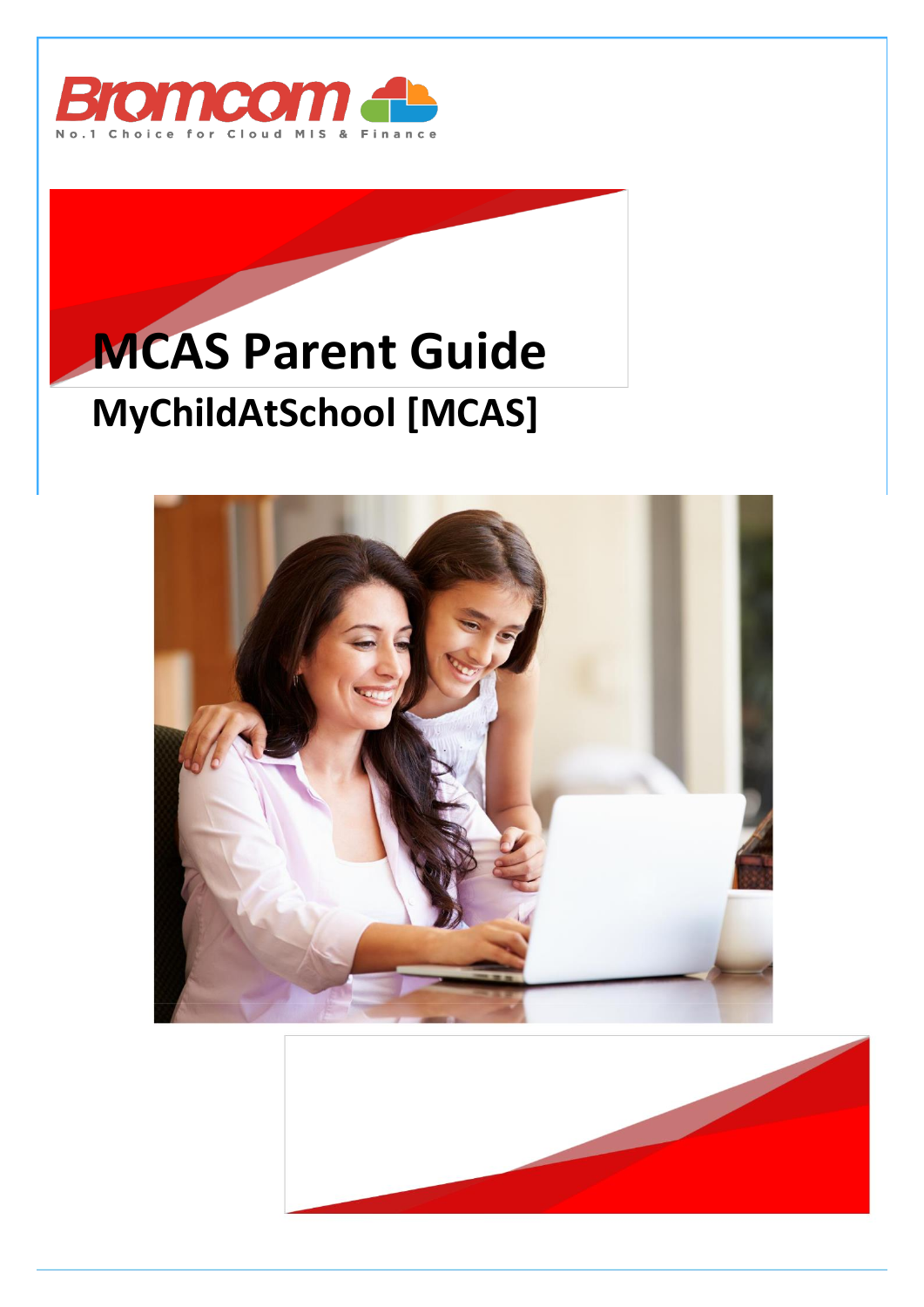Bromcom

No.1 Choice for Cloud MIS & Finance

# MCAS Parent Guide

## MyChildAtSchool [MCAS]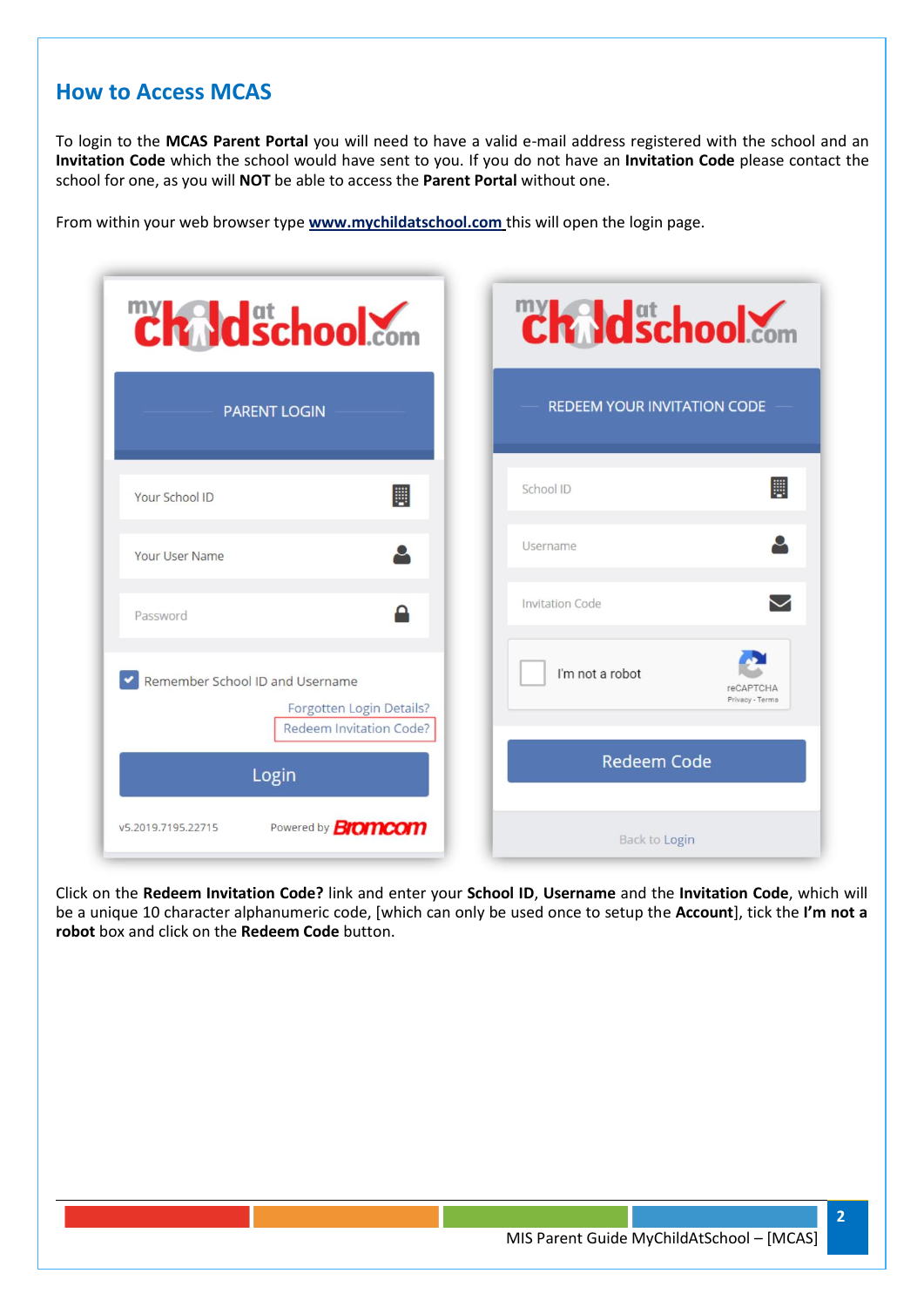## How to Access MCAS

To login to the **MCAS Parent Portal** you will need to have a valid e-mail address registered with the school and an **Invitation Code** which the school would have sent to you. If you do not have an **Invitation Code** please contact the school for one, as you will **NOT** be able to access the **Parent Portal** without one.

From within your web browser type **www.mychildatschool.com** this will open the login page.

Click on the **Redeem Invitation Code?** link and enter your **School ID**, **Username** and the **Invitation Code**, which will be a unique 10 character alphanumeric code, [which can only be used once to setup the **Account**], tick the **I'm not a robot** box and click on the **Redeem Code** button.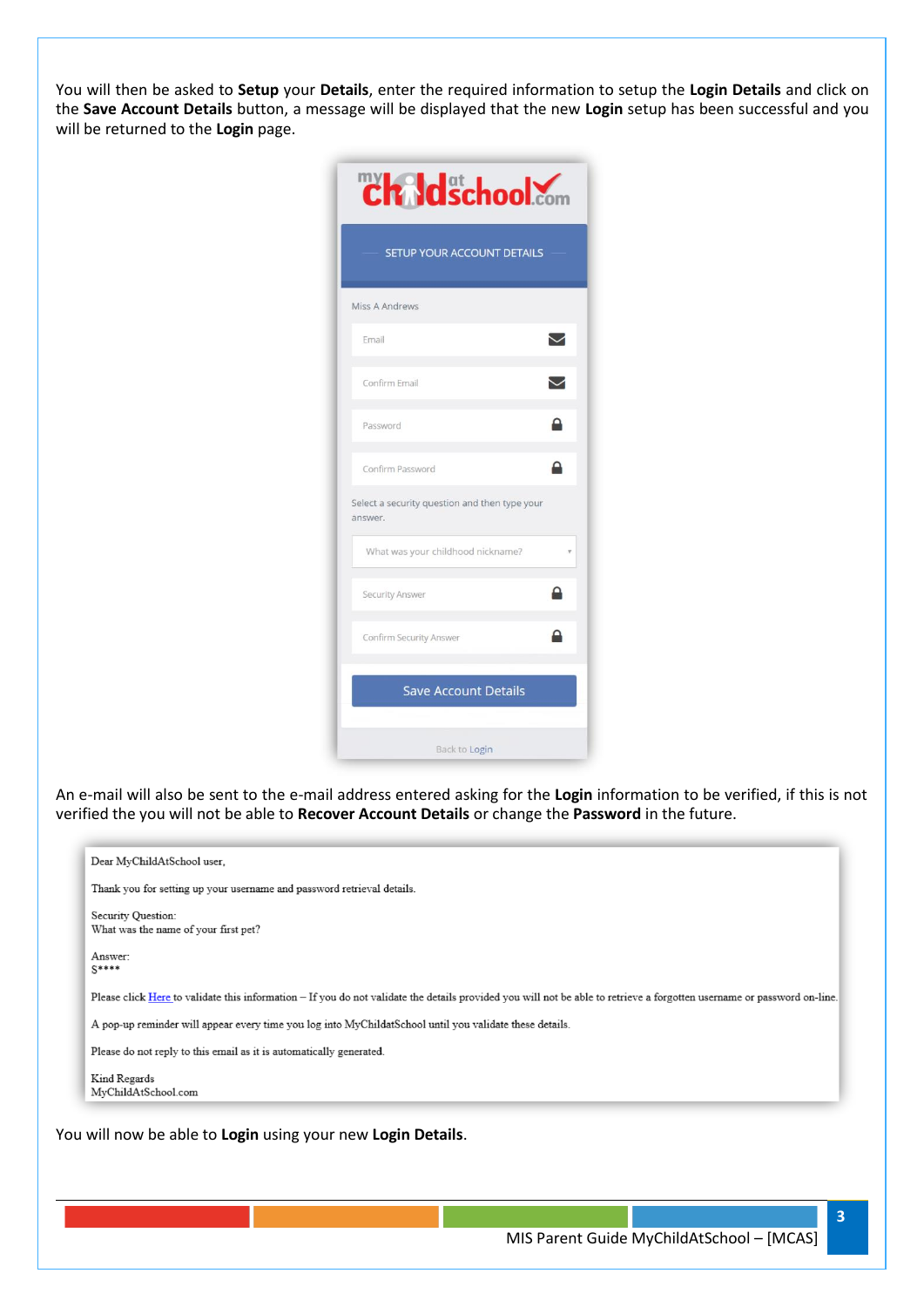You will then be asked to **Setup** your **Details**, enter the required information to setup the **Login Details** and click on the **Save Account Details** button, a message will be displayed that the new **Login** setup has been successful and you will be returned to the **Login** page.

SETUP YOUR ACCOUNT DETAILS

Miss A Andrews

Email

Confirm Email

Password

Confirm Password

Select a security question and then type your answer.

What was your childhood nickname?

Security Answer

Confirm Security Answer

Save Account Details

Back to Login

An e-mail will also be sent to the e-mail address entered asking for the **Login** information to be verified, if this is not verified the you will not be able to **Recover Account Details** or change the **Password** in the future.

Dear MyChildAtSchool user,

Thank you for setting up your username and password retrieval details.

Security Question:
What was the name of your first pet?

Answer:
S****

Please click Here to validate this information – If you do not validate the details provided you will not be able to retrieve a forgotten username or password on-line.

A pop-up reminder will appear every time you log into MyChildatSchool until you validate these details.

Please do not reply to this email as it is automatically generated.

Kind Regards
MyChildAtSchool.com

You will now be able to **Login** using your new **Login Details**.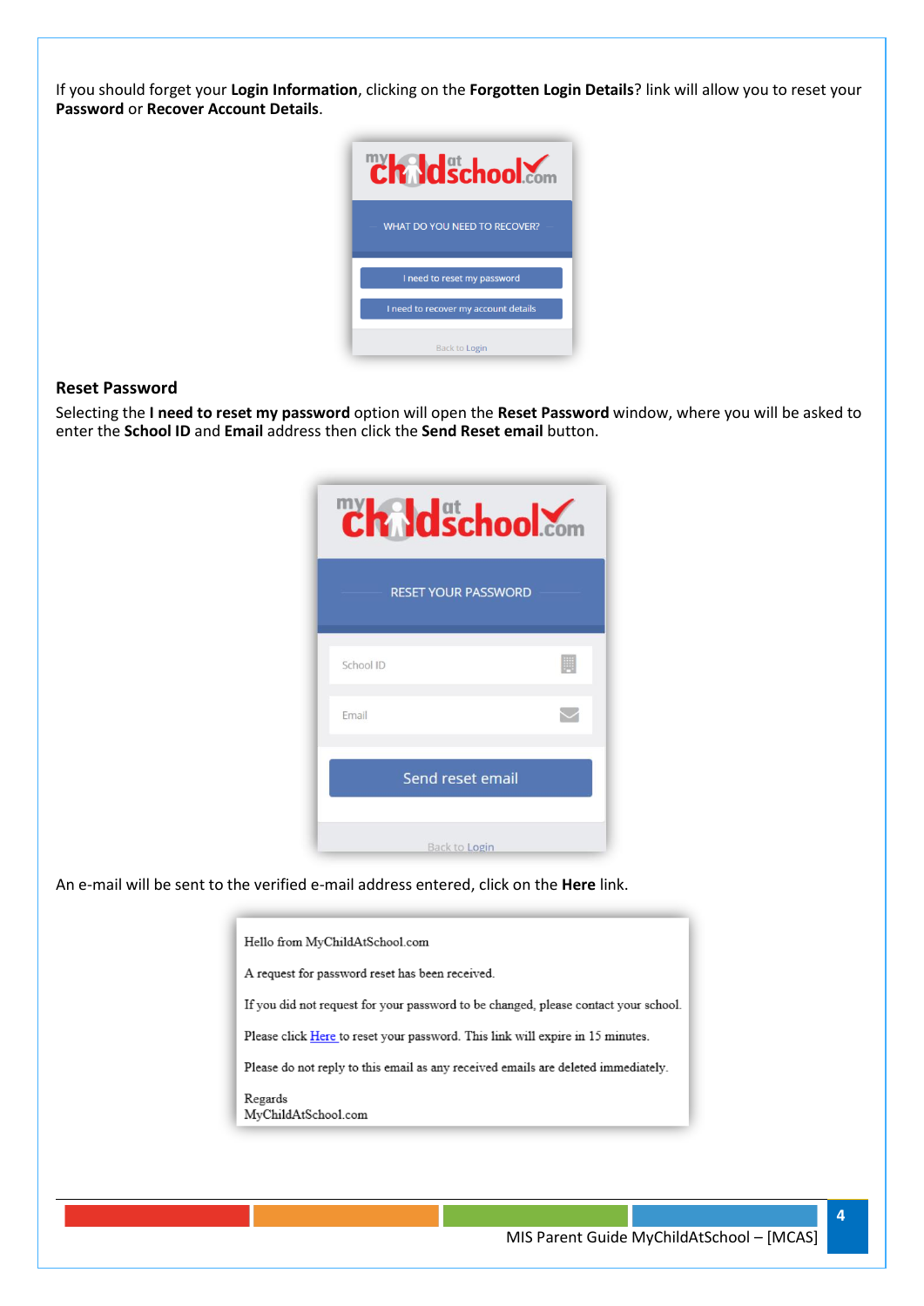If you should forget your **Login Information**, clicking on the **Forgotten Login Details**? link will allow you to reset your **Password** or **Recover Account Details**.

### Reset Password

Selecting the **I need to reset my password** option will open the **Reset Password** window, where you will be asked to enter the **School ID** and **Email** address then click the **Send Reset email** button.

An e-mail will be sent to the verified e-mail address entered, click on the **Here** link.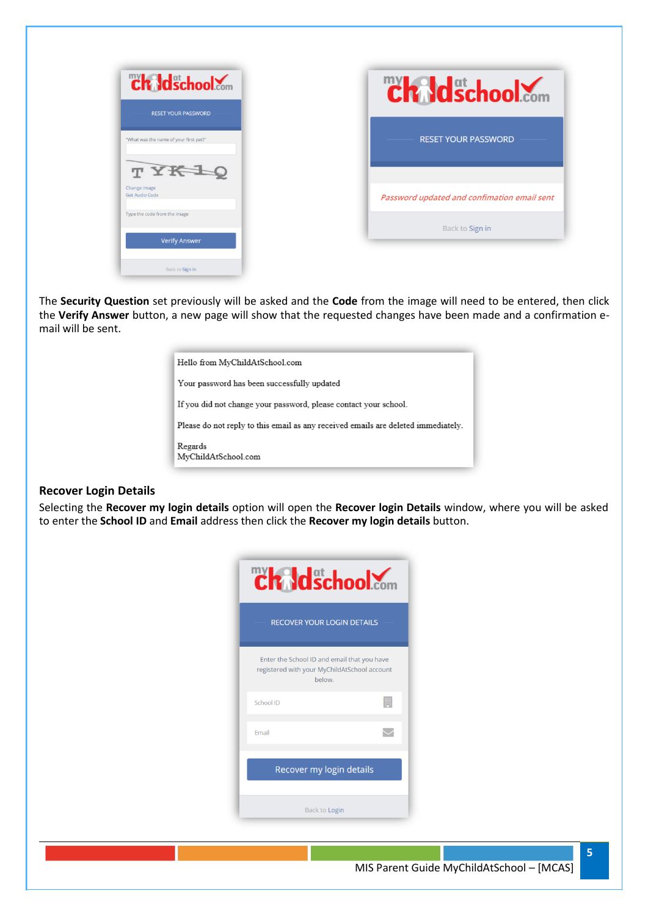The **Security Question** set previously will be asked and the **Code** from the image will need to be entered, then click the **Verify Answer** button, a new page will show that the requested changes have been made and a confirmation e-mail will be sent.

## Recover Login Details

Selecting the **Recover my login details** option will open the **Recover login Details** window, where you will be asked to enter the **School ID** and **Email** address then click the **Recover my login details** button.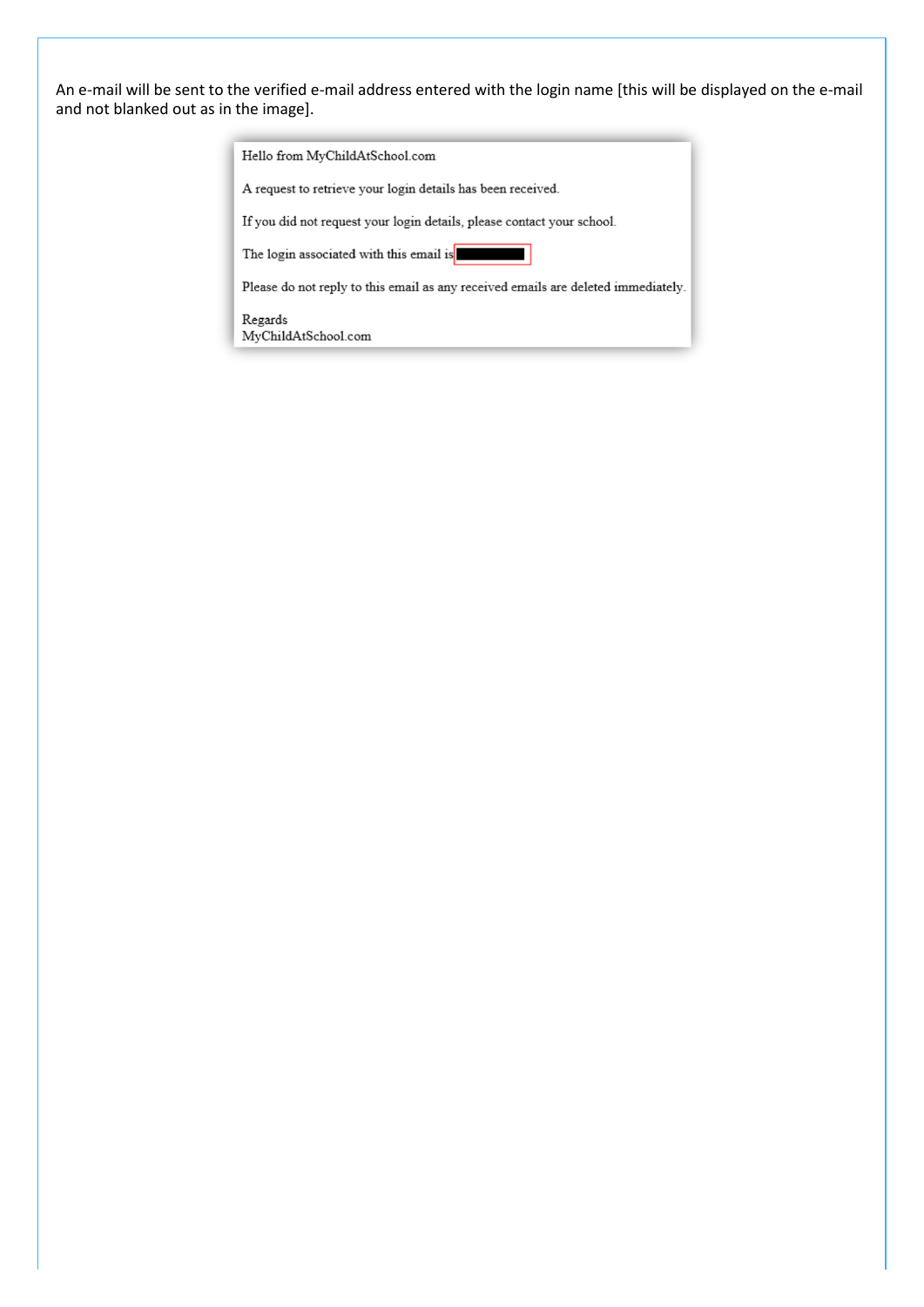An e-mail will be sent to the verified e-mail address entered with the login name [this will be displayed on the e-mail and not blanked out as in the image].

Hello from MyChildAtSchool.com

A request to retrieve your login details has been received.

If you did not request your login details, please contact your school.

The login associated with this email is

Please do not reply to this email as any received emails are deleted immediately.

Regards
MyChildAtSchool.com